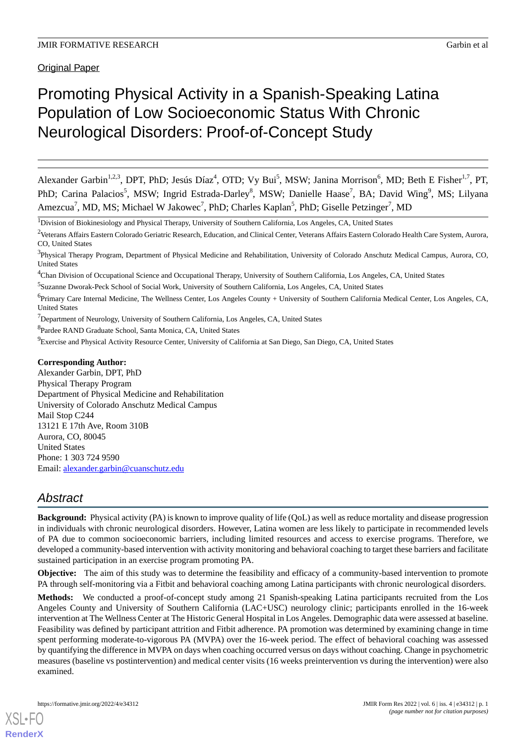Original Paper

# Promoting Physical Activity in a Spanish-Speaking Latina Population of Low Socioeconomic Status With Chronic Neurological Disorders: Proof-of-Concept Study

Alexander Garbin[1,2,3], DPT, PhD; Jesús Díaz[4], OTD; Vy Bui[5], MSW; Janina Morrison[6], MD; Beth E Fisher[1,7], PT, PhD; Carina Palacios[5], MSW; Ingrid Estrada-Darley[8], MSW; Danielle Haase[7], BA; David Wing[9], MS; Lilyana Amezcua[7], MD, MS; Michael W Jakowec[7], PhD; Charles Kaplan[5], PhD; Giselle Petzinger[7], MD

[1]Division of Biokinesiology and Physical Therapy, University of Southern California, Los Angeles, CA, United States

[2]Veterans Affairs Eastern Colorado Geriatric Research, Education, and Clinical Center, Veterans Affairs Eastern Colorado Health Care System, Aurora, CO, United States

[3]Physical Therapy Program, Department of Physical Medicine and Rehabilitation, University of Colorado Anschutz Medical Campus, Aurora, CO, United States

[4]Chan Division of Occupational Science and Occupational Therapy, University of Southern California, Los Angeles, CA, United States

[5]Suzanne Dworak-Peck School of Social Work, University of Southern California, Los Angeles, CA, United States

[6]Primary Care Internal Medicine, The Wellness Center, Los Angeles County + University of Southern California Medical Center, Los Angeles, CA, United States

[7]Department of Neurology, University of Southern California, Los Angeles, CA, United States

[8]Pardee RAND Graduate School, Santa Monica, CA, United States

[9]Exercise and Physical Activity Resource Center, University of California at San Diego, San Diego, CA, United States

**Corresponding Author:**
Alexander Garbin, DPT, PhD
Physical Therapy Program
Department of Physical Medicine and Rehabilitation
University of Colorado Anschutz Medical Campus
Mail Stop C244
13121 E 17th Ave, Room 310B
Aurora, CO, 80045
United States
Phone: 1 303 724 9590
Email: alexander.garbin@cuanschutz.edu

## Abstract

**Background:** Physical activity (PA) is known to improve quality of life (QoL) as well as reduce mortality and disease progression in individuals with chronic neurological disorders. However, Latina women are less likely to participate in recommended levels of PA due to common socioeconomic barriers, including limited resources and access to exercise programs. Therefore, we developed a community-based intervention with activity monitoring and behavioral coaching to target these barriers and facilitate sustained participation in an exercise program promoting PA.

**Objective:** The aim of this study was to determine the feasibility and efficacy of a community-based intervention to promote PA through self-monitoring via a Fitbit and behavioral coaching among Latina participants with chronic neurological disorders.

**Methods:** We conducted a proof-of-concept study among 21 Spanish-speaking Latina participants recruited from the Los Angeles County and University of Southern California (LAC+USC) neurology clinic; participants enrolled in the 16-week intervention at The Wellness Center at The Historic General Hospital in Los Angeles. Demographic data were assessed at baseline. Feasibility was defined by participant attrition and Fitbit adherence. PA promotion was determined by examining change in time spent performing moderate-to-vigorous PA (MVPA) over the 16-week period. The effect of behavioral coaching was assessed by quantifying the difference in MVPA on days when coaching occurred versus on days without coaching. Change in psychometric measures (baseline vs postintervention) and medical center visits (16 weeks preintervention vs during the intervention) were also examined.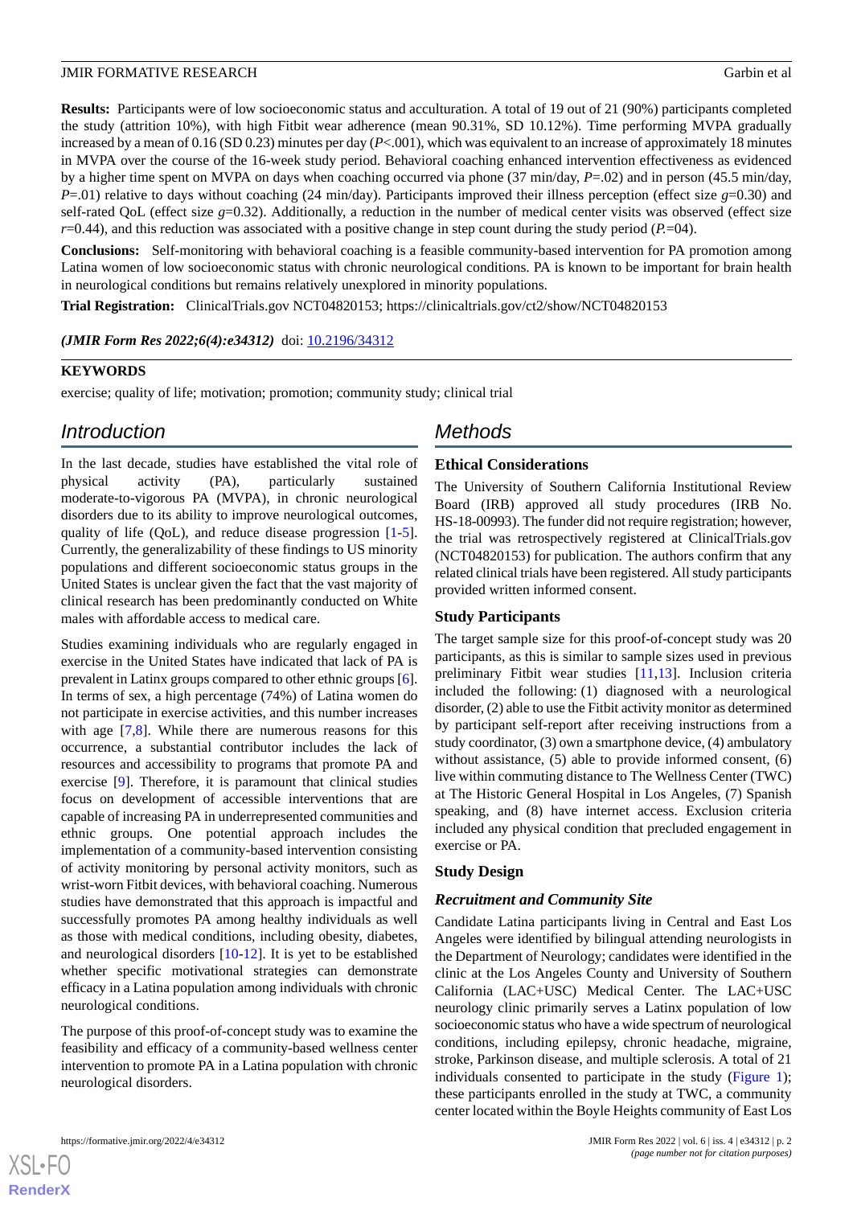**Results:** Participants were of low socioeconomic status and acculturation. A total of 19 out of 21 (90%) participants completed the study (attrition 10%), with high Fitbit wear adherence (mean 90.31%, SD 10.12%). Time performing MVPA gradually increased by a mean of 0.16 (SD 0.23) minutes per day ($P<.001$), which was equivalent to an increase of approximately 18 minutes in MVPA over the course of the 16-week study period. Behavioral coaching enhanced intervention effectiveness as evidenced by a higher time spent on MVPA on days when coaching occurred via phone (37 min/day, $P=.02$) and in person (45.5 min/day, $P=.01$) relative to days without coaching (24 min/day). Participants improved their illness perception (effect size $g=0.30$) and self-rated QoL (effect size $g=0.32$). Additionally, a reduction in the number of medical center visits was observed (effect size $r=0.44$), and this reduction was associated with a positive change in step count during the study period ($P=.04$).

**Conclusions:** Self-monitoring with behavioral coaching is a feasible community-based intervention for PA promotion among Latina women of low socioeconomic status with chronic neurological conditions. PA is known to be important for brain health in neurological conditions but remains relatively unexplored in minority populations.

**Trial Registration:** ClinicalTrials.gov NCT04820153; https://clinicaltrials.gov/ct2/show/NCT04820153

*(JMIR Form Res 2022;6(4):e34312)* doi: 10.2196/34312

**KEYWORDS**

exercise; quality of life; motivation; promotion; community study; clinical trial

## Introduction

In the last decade, studies have established the vital role of physical activity (PA), particularly sustained moderate-to-vigorous PA (MVPA), in chronic neurological disorders due to its ability to improve neurological outcomes, quality of life (QoL), and reduce disease progression [1-5]. Currently, the generalizability of these findings to US minority populations and different socioeconomic status groups in the United States is unclear given the fact that the vast majority of clinical research has been predominantly conducted on White males with affordable access to medical care.

Studies examining individuals who are regularly engaged in exercise in the United States have indicated that lack of PA is prevalent in Latinx groups compared to other ethnic groups [6]. In terms of sex, a high percentage (74%) of Latina women do not participate in exercise activities, and this number increases with age [7,8]. While there are numerous reasons for this occurrence, a substantial contributor includes the lack of resources and accessibility to programs that promote PA and exercise [9]. Therefore, it is paramount that clinical studies focus on development of accessible interventions that are capable of increasing PA in underrepresented communities and ethnic groups. One potential approach includes the implementation of a community-based intervention consisting of activity monitoring by personal activity monitors, such as wrist-worn Fitbit devices, with behavioral coaching. Numerous studies have demonstrated that this approach is impactful and successfully promotes PA among healthy individuals as well as those with medical conditions, including obesity, diabetes, and neurological disorders [10-12]. It is yet to be established whether specific motivational strategies can demonstrate efficacy in a Latina population among individuals with chronic neurological conditions.

The purpose of this proof-of-concept study was to examine the feasibility and efficacy of a community-based wellness center intervention to promote PA in a Latina population with chronic neurological disorders.

## Methods

### Ethical Considerations

The University of Southern California Institutional Review Board (IRB) approved all study procedures (IRB No. HS-18-00993). The funder did not require registration; however, the trial was retrospectively registered at ClinicalTrials.gov (NCT04820153) for publication. The authors confirm that any related clinical trials have been registered. All study participants provided written informed consent.

### Study Participants

The target sample size for this proof-of-concept study was 20 participants, as this is similar to sample sizes used in previous preliminary Fitbit wear studies [11,13]. Inclusion criteria included the following: (1) diagnosed with a neurological disorder, (2) able to use the Fitbit activity monitor as determined by participant self-report after receiving instructions from a study coordinator, (3) own a smartphone device, (4) ambulatory without assistance, (5) able to provide informed consent, (6) live within commuting distance to The Wellness Center (TWC) at The Historic General Hospital in Los Angeles, (7) Spanish speaking, and (8) have internet access. Exclusion criteria included any physical condition that precluded engagement in exercise or PA.

### Study Design

#### *Recruitment and Community Site*

Candidate Latina participants living in Central and East Los Angeles were identified by bilingual attending neurologists in the Department of Neurology; candidates were identified in the clinic at the Los Angeles County and University of Southern California (LAC+USC) Medical Center. The LAC+USC neurology clinic primarily serves a Latinx population of low socioeconomic status who have a wide spectrum of neurological conditions, including epilepsy, chronic headache, migraine, stroke, Parkinson disease, and multiple sclerosis. A total of 21 individuals consented to participate in the study (Figure 1); these participants enrolled in the study at TWC, a community center located within the Boyle Heights community of East Los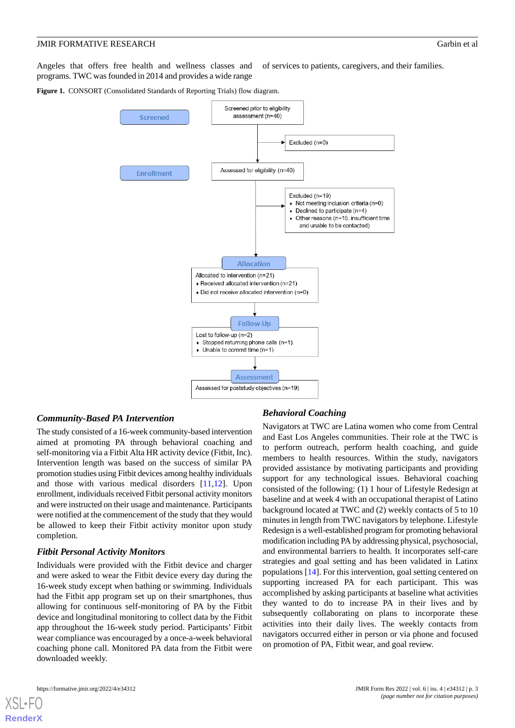Angeles that offers free health and wellness classes and programs. TWC was founded in 2014 and provides a wide range of services to patients, caregivers, and their families.

**Figure 1.** CONSORT (Consolidated Standards of Reporting Trials) flow diagram.

**Screened**

Screened prior to eligibility assessment (n=40)

Excluded (n=0)

**Enrollment**

Assessed for eligibility (n=40)

Excluded (n=19)
- Not meeting inclusion criteria (n=0)
- Declined to participate (n=4)
- Other reasons (n=15; insufficient time and unable to be contacted)

**Allocation**

Allocated to intervention (n=21)
- Received allocated intervention (n=21)
- Did not receive allocated intervention (n=0)

**Follow-Up**

Lost to follow-up (n=2)
- Stopped returning phone calls (n=1)
- Unable to commit time (n=1)

**Assessment**

Assessed for poststudy objectives (n=19)

### *Community-Based PA Intervention*

The study consisted of a 16-week community-based intervention aimed at promoting PA through behavioral coaching and self-monitoring via a Fitbit Alta HR activity device (Fitbit, Inc). Intervention length was based on the success of similar PA promotion studies using Fitbit devices among healthy individuals and those with various medical disorders [11,12]. Upon enrollment, individuals received Fitbit personal activity monitors and were instructed on their usage and maintenance. Participants were notified at the commencement of the study that they would be allowed to keep their Fitbit activity monitor upon study completion.

### *Fitbit Personal Activity Monitors*

Individuals were provided with the Fitbit device and charger and were asked to wear the Fitbit device every day during the 16-week study except when bathing or swimming. Individuals had the Fitbit app program set up on their smartphones, thus allowing for continuous self-monitoring of PA by the Fitbit device and longitudinal monitoring to collect data by the Fitbit app throughout the 16-week study period. Participants' Fitbit wear compliance was encouraged by a once-a-week behavioral coaching phone call. Monitored PA data from the Fitbit were downloaded weekly.

### *Behavioral Coaching*

Navigators at TWC are Latina women who come from Central and East Los Angeles communities. Their role at the TWC is to perform outreach, perform health coaching, and guide members to health resources. Within the study, navigators provided assistance by motivating participants and providing support for any technological issues. Behavioral coaching consisted of the following: (1) 1 hour of Lifestyle Redesign at baseline and at week 4 with an occupational therapist of Latino background located at TWC and (2) weekly contacts of 5 to 10 minutes in length from TWC navigators by telephone. Lifestyle Redesign is a well-established program for promoting behavioral modification including PA by addressing physical, psychosocial, and environmental barriers to health. It incorporates self-care strategies and goal setting and has been validated in Latinx populations [14]. For this intervention, goal setting centered on supporting increased PA for each participant. This was accomplished by asking participants at baseline what activities they wanted to do to increase PA in their lives and by subsequently collaborating on plans to incorporate these activities into their daily lives. The weekly contacts from navigators occurred either in person or via phone and focused on promotion of PA, Fitbit wear, and goal review.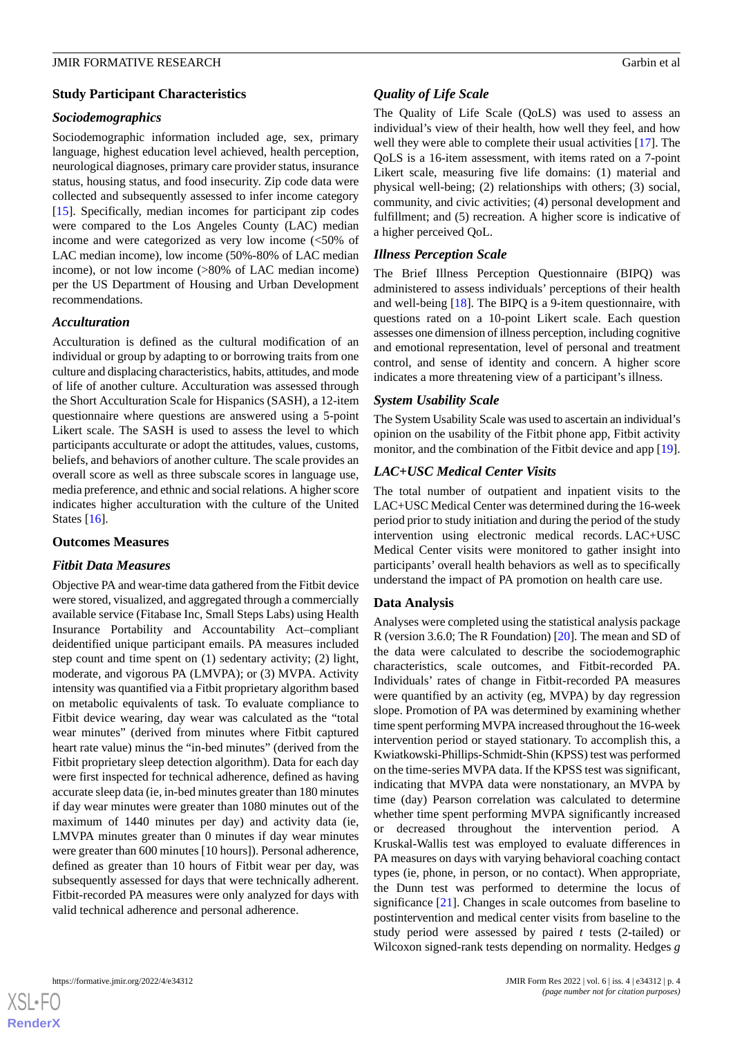### Study Participant Characteristics

#### Sociodemographics

Sociodemographic information included age, sex, primary language, highest education level achieved, health perception, neurological diagnoses, primary care provider status, insurance status, housing status, and food insecurity. Zip code data were collected and subsequently assessed to infer income category [15]. Specifically, median incomes for participant zip codes were compared to the Los Angeles County (LAC) median income and were categorized as very low income (<50% of LAC median income), low income (50%-80% of LAC median income), or not low income (>80% of LAC median income) per the US Department of Housing and Urban Development recommendations.

#### Acculturation

Acculturation is defined as the cultural modification of an individual or group by adapting to or borrowing traits from one culture and displacing characteristics, habits, attitudes, and mode of life of another culture. Acculturation was assessed through the Short Acculturation Scale for Hispanics (SASH), a 12-item questionnaire where questions are answered using a 5-point Likert scale. The SASH is used to assess the level to which participants acculturate or adopt the attitudes, values, customs, beliefs, and behaviors of another culture. The scale provides an overall score as well as three subscale scores in language use, media preference, and ethnic and social relations. A higher score indicates higher acculturation with the culture of the United States [16].

### Outcomes Measures

#### Fitbit Data Measures

Objective PA and wear-time data gathered from the Fitbit device were stored, visualized, and aggregated through a commercially available service (Fitabase Inc, Small Steps Labs) using Health Insurance Portability and Accountability Act–compliant deidentified unique participant emails. PA measures included step count and time spent on (1) sedentary activity; (2) light, moderate, and vigorous PA (LMVPA); or (3) MVPA. Activity intensity was quantified via a Fitbit proprietary algorithm based on metabolic equivalents of task. To evaluate compliance to Fitbit device wearing, day wear was calculated as the "total wear minutes" (derived from minutes where Fitbit captured heart rate value) minus the "in-bed minutes" (derived from the Fitbit proprietary sleep detection algorithm). Data for each day were first inspected for technical adherence, defined as having accurate sleep data (ie, in-bed minutes greater than 180 minutes if day wear minutes were greater than 1080 minutes out of the maximum of 1440 minutes per day) and activity data (ie, LMVPA minutes greater than 0 minutes if day wear minutes were greater than 600 minutes [10 hours]). Personal adherence, defined as greater than 10 hours of Fitbit wear per day, was subsequently assessed for days that were technically adherent. Fitbit-recorded PA measures were only analyzed for days with valid technical adherence and personal adherence.

#### Quality of Life Scale

The Quality of Life Scale (QoLS) was used to assess an individual's view of their health, how well they feel, and how well they were able to complete their usual activities [17]. The QoLS is a 16-item assessment, with items rated on a 7-point Likert scale, measuring five life domains: (1) material and physical well-being; (2) relationships with others; (3) social, community, and civic activities; (4) personal development and fulfillment; and (5) recreation. A higher score is indicative of a higher perceived QoL.

#### Illness Perception Scale

The Brief Illness Perception Questionnaire (BIPQ) was administered to assess individuals' perceptions of their health and well-being [18]. The BIPQ is a 9-item questionnaire, with questions rated on a 10-point Likert scale. Each question assesses one dimension of illness perception, including cognitive and emotional representation, level of personal and treatment control, and sense of identity and concern. A higher score indicates a more threatening view of a participant's illness.

#### System Usability Scale

The System Usability Scale was used to ascertain an individual's opinion on the usability of the Fitbit phone app, Fitbit activity monitor, and the combination of the Fitbit device and app [19].

#### LAC+USC Medical Center Visits

The total number of outpatient and inpatient visits to the LAC+USC Medical Center was determined during the 16-week period prior to study initiation and during the period of the study intervention using electronic medical records. LAC+USC Medical Center visits were monitored to gather insight into participants' overall health behaviors as well as to specifically understand the impact of PA promotion on health care use.

### Data Analysis

Analyses were completed using the statistical analysis package R (version 3.6.0; The R Foundation) [20]. The mean and SD of the data were calculated to describe the sociodemographic characteristics, scale outcomes, and Fitbit-recorded PA. Individuals' rates of change in Fitbit-recorded PA measures were quantified by an activity (eg, MVPA) by day regression slope. Promotion of PA was determined by examining whether time spent performing MVPA increased throughout the 16-week intervention period or stayed stationary. To accomplish this, a Kwiatkowski-Phillips-Schmidt-Shin (KPSS) test was performed on the time-series MVPA data. If the KPSS test was significant, indicating that MVPA data were nonstationary, an MVPA by time (day) Pearson correlation was calculated to determine whether time spent performing MVPA significantly increased or decreased throughout the intervention period. A Kruskal-Wallis test was employed to evaluate differences in PA measures on days with varying behavioral coaching contact types (ie, phone, in person, or no contact). When appropriate, the Dunn test was performed to determine the locus of significance [21]. Changes in scale outcomes from baseline to postintervention and medical center visits from baseline to the study period were assessed by paired *t* tests (2-tailed) or Wilcoxon signed-rank tests depending on normality. Hedges *g*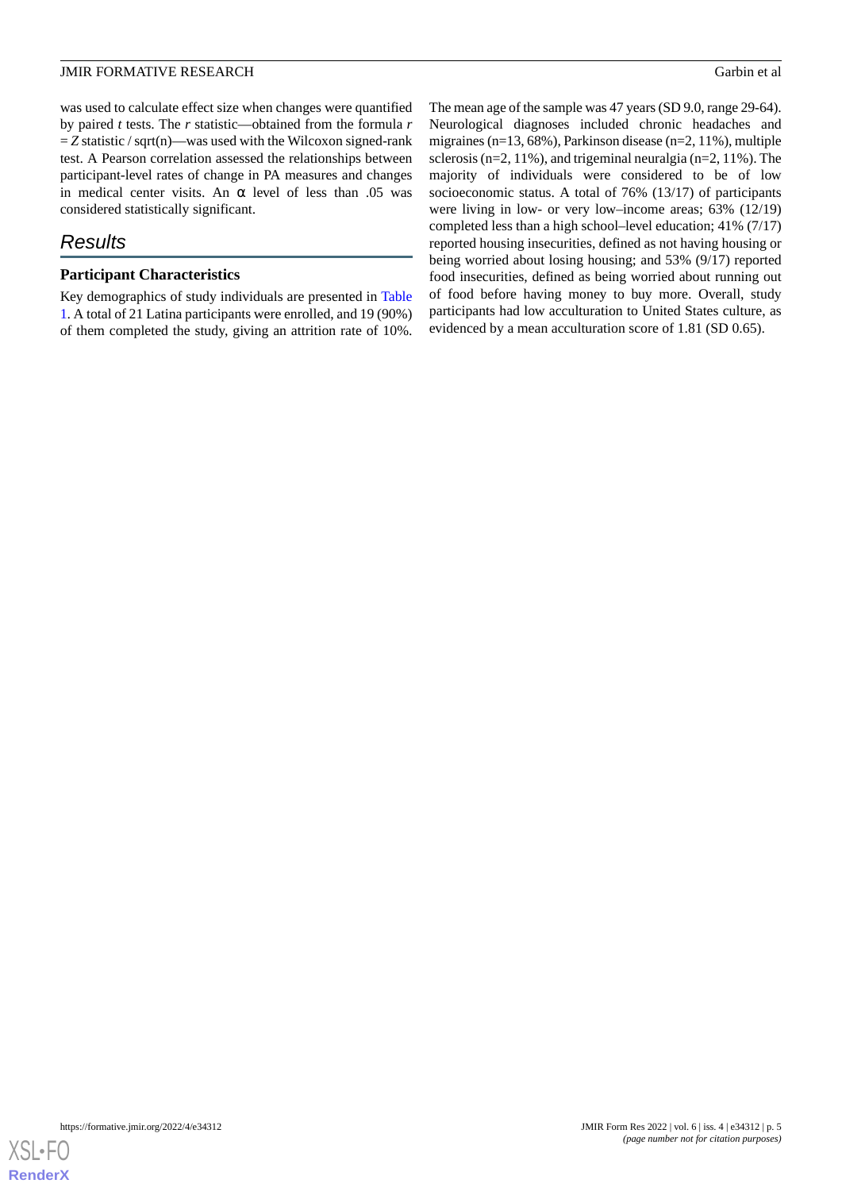was used to calculate effect size when changes were quantified by paired *t* tests. The *r* statistic—obtained from the formula $r = Z$ statistic / sqrt(n)—was used with the Wilcoxon signed-rank test. A Pearson correlation assessed the relationships between participant-level rates of change in PA measures and changes in medical center visits. An α level of less than .05 was considered statistically significant.

## Results

### Participant Characteristics

Key demographics of study individuals are presented in Table 1. A total of 21 Latina participants were enrolled, and 19 (90%) of them completed the study, giving an attrition rate of 10%. The mean age of the sample was 47 years (SD 9.0, range 29-64). Neurological diagnoses included chronic headaches and migraines (n=13, 68%), Parkinson disease (n=2, 11%), multiple sclerosis (n=2, 11%), and trigeminal neuralgia (n=2, 11%). The majority of individuals were considered to be of low socioeconomic status. A total of 76% (13/17) of participants were living in low- or very low–income areas; 63% (12/19) completed less than a high school–level education; 41% (7/17) reported housing insecurities, defined as not having housing or being worried about losing housing; and 53% (9/17) reported food insecurities, defined as being worried about running out of food before having money to buy more. Overall, study participants had low acculturation to United States culture, as evidenced by a mean acculturation score of 1.81 (SD 0.65).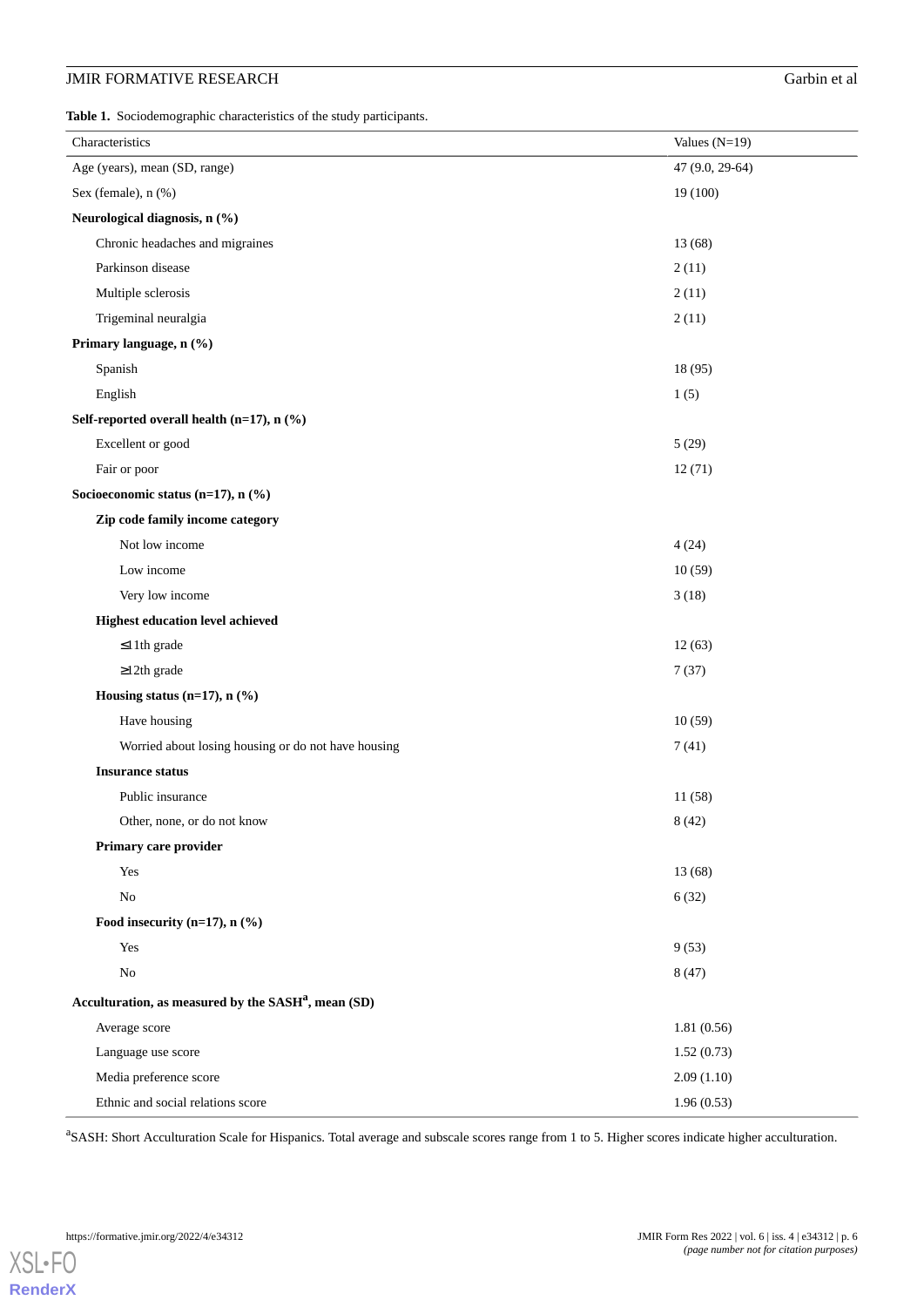**Table 1.** Sociodemographic characteristics of the study participants.

| Characteristics | Values (N=19) |
| --- | --- |
| Age (years), mean (SD, range) | 47 (9.0, 29-64) |
| Sex (female), n (%) | 19 (100) |
| **Neurological diagnosis, n (%)** | |
| Chronic headaches and migraines | 13 (68) |
| Parkinson disease | 2 (11) |
| Multiple sclerosis | 2 (11) |
| Trigeminal neuralgia | 2 (11) |
| **Primary language, n (%)** | |
| Spanish | 18 (95) |
| English | 1 (5) |
| **Self-reported overall health (n=17), n (%)** | |
| Excellent or good | 5 (29) |
| Fair or poor | 12 (71) |
| **Socioeconomic status (n=17), n (%)** | |
| **Zip code family income category** | |
| Not low income | 4 (24) |
| Low income | 10 (59) |
| Very low income | 3 (18) |
| **Highest education level achieved** | |
| ≤11th grade | 12 (63) |
| ≥12th grade | 7 (37) |
| **Housing status (n=17), n (%)** | |
| Have housing | 10 (59) |
| Worried about losing housing or do not have housing | 7 (41) |
| **Insurance status** | |
| Public insurance | 11 (58) |
| Other, none, or do not know | 8 (42) |
| **Primary care provider** | |
| Yes | 13 (68) |
| No | 6 (32) |
| **Food insecurity (n=17), n (%)** | |
| Yes | 9 (53) |
| No | 8 (47) |
| **Acculturation, as measured by the SASH[a], mean (SD)** | |
| Average score | 1.81 (0.56) |
| Language use score | 1.52 (0.73) |
| Media preference score | 2.09 (1.10) |
| Ethnic and social relations score | 1.96 (0.53) |

[a]SASH: Short Acculturation Scale for Hispanics. Total average and subscale scores range from 1 to 5. Higher scores indicate higher acculturation.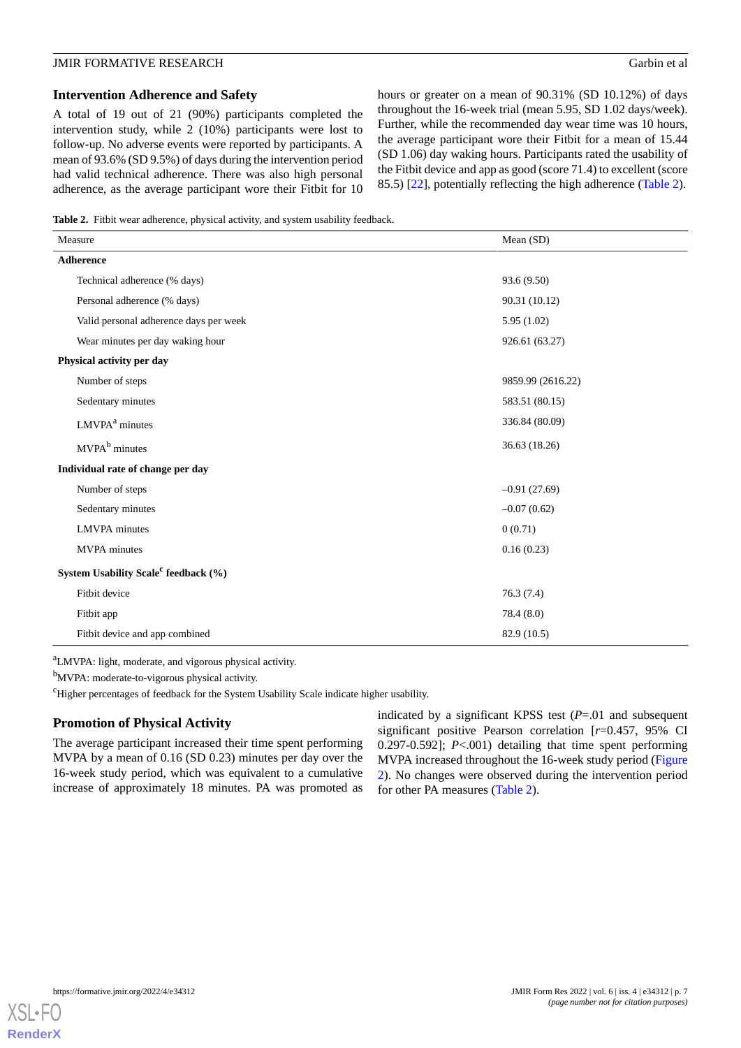## Intervention Adherence and Safety

A total of 19 out of 21 (90%) participants completed the intervention study, while 2 (10%) participants were lost to follow-up. No adverse events were reported by participants. A mean of 93.6% (SD 9.5%) of days during the intervention period had valid technical adherence. There was also high personal adherence, as the average participant wore their Fitbit for 10 hours or greater on a mean of 90.31% (SD 10.12%) of days throughout the 16-week trial (mean 5.95, SD 1.02 days/week). Further, while the recommended day wear time was 10 hours, the average participant wore their Fitbit for a mean of 15.44 (SD 1.06) day waking hours. Participants rated the usability of the Fitbit device and app as good (score 71.4) to excellent (score 85.5) [22], potentially reflecting the high adherence (Table 2).

**Table 2.** Fitbit wear adherence, physical activity, and system usability feedback.

| Measure | Mean (SD) |
|---|---|
| **Adherence** | |
| Technical adherence (% days) | 93.6 (9.50) |
| Personal adherence (% days) | 90.31 (10.12) |
| Valid personal adherence days per week | 5.95 (1.02) |
| Wear minutes per day waking hour | 926.61 (63.27) |
| **Physical activity per day** | |
| Number of steps | 9859.99 (2616.22) |
| Sedentary minutes | 583.51 (80.15) |
| LMVPA[a] minutes | 336.84 (80.09) |
| MVPA[b] minutes | 36.63 (18.26) |
| **Individual rate of change per day** | |
| Number of steps | –0.91 (27.69) |
| Sedentary minutes | –0.07 (0.62) |
| LMVPA minutes | 0 (0.71) |
| MVPA minutes | 0.16 (0.23) |
| **System Usability Scale[c] feedback (%)** | |
| Fitbit device | 76.3 (7.4) |
| Fitbit app | 78.4 (8.0) |
| Fitbit device and app combined | 82.9 (10.5) |

[a]LMVPA: light, moderate, and vigorous physical activity.

[b]MVPA: moderate-to-vigorous physical activity.

[c]Higher percentages of feedback for the System Usability Scale indicate higher usability.

## Promotion of Physical Activity

The average participant increased their time spent performing MVPA by a mean of 0.16 (SD 0.23) minutes per day over the 16-week study period, which was equivalent to a cumulative increase of approximately 18 minutes. PA was promoted as indicated by a significant KPSS test ($P$=.01 and subsequent significant positive Pearson correlation [$r$=0.457, 95% CI 0.297-0.592]; $P$<.001) detailing that time spent performing MVPA increased throughout the 16-week study period (Figure 2). No changes were observed during the intervention period for other PA measures (Table 2).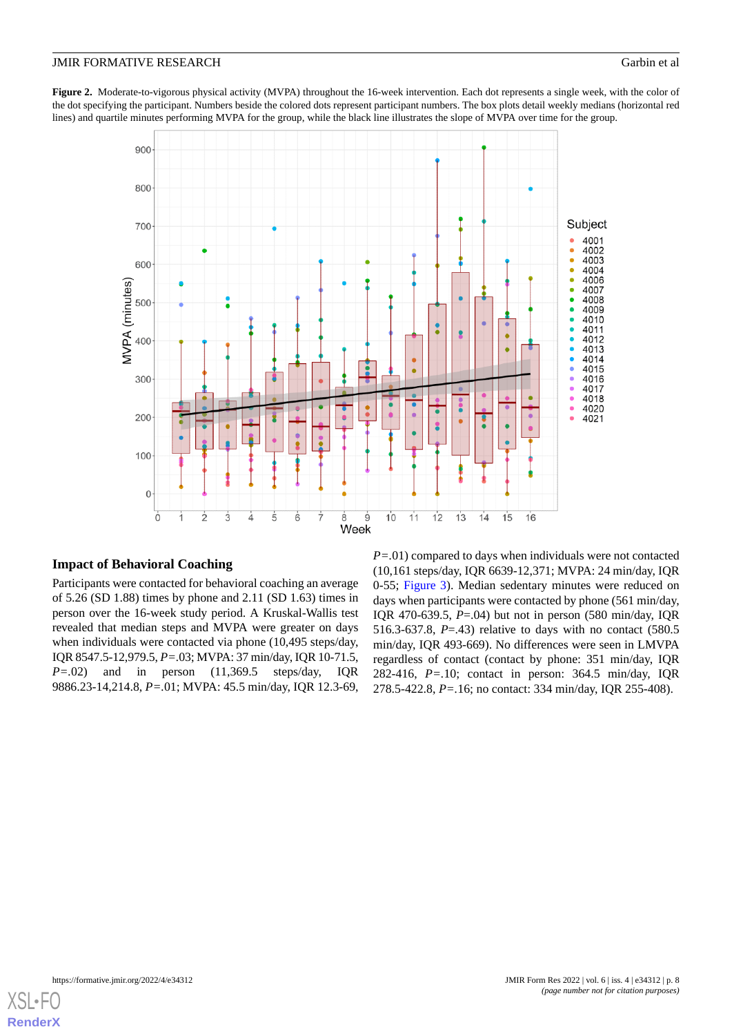**Figure 2.** Moderate-to-vigorous physical activity (MVPA) throughout the 16-week intervention. Each dot represents a single week, with the color of the dot specifying the participant. Numbers beside the colored dots represent participant numbers. The box plots detail weekly medians (horizontal red lines) and quartile minutes performing MVPA for the group, while the black line illustrates the slope of MVPA over time for the group.

### Impact of Behavioral Coaching

Participants were contacted for behavioral coaching an average of 5.26 (SD 1.88) times by phone and 2.11 (SD 1.63) times in person over the 16-week study period. A Kruskal-Wallis test revealed that median steps and MVPA were greater on days when individuals were contacted via phone (10,495 steps/day, IQR 8547.5-12,979.5, *P*=.03; MVPA: 37 min/day, IQR 10-71.5, *P*=.02) and in person (11,369.5 steps/day, IQR 9886.23-14,214.8, *P*=.01; MVPA: 45.5 min/day, IQR 12.3-69, *P*=.01) compared to days when individuals were not contacted (10,161 steps/day, IQR 6639-12,371; MVPA: 24 min/day, IQR 0-55; Figure 3). Median sedentary minutes were reduced on days when participants were contacted by phone (561 min/day, IQR 470-639.5, *P*=.04) but not in person (580 min/day, IQR 516.3-637.8, *P*=.43) relative to days with no contact (580.5 min/day, IQR 493-669). No differences were seen in LMVPA regardless of contact (contact by phone: 351 min/day, IQR 282-416, *P*=.10; contact in person: 364.5 min/day, IQR 278.5-422.8, *P*=.16; no contact: 334 min/day, IQR 255-408).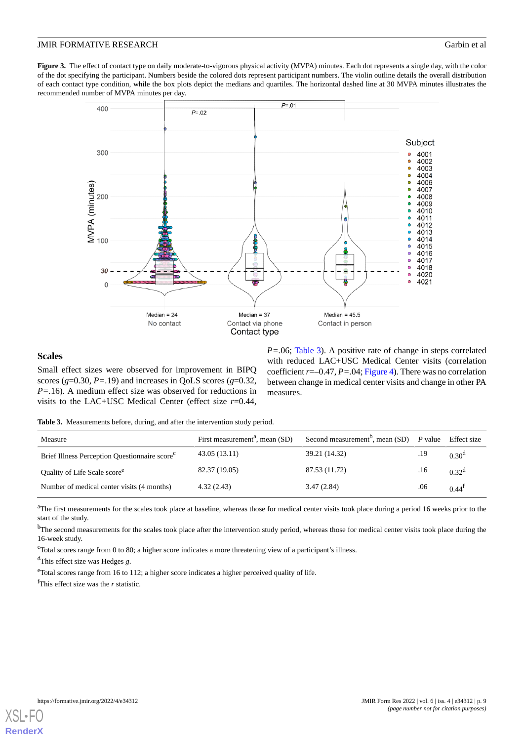**Figure 3.** The effect of contact type on daily moderate-to-vigorous physical activity (MVPA) minutes. Each dot represents a single day, with the color of the dot specifying the participant. Numbers beside the colored dots represent participant numbers. The violin outline details the overall distribution of each contact type condition, while the box plots depict the medians and quartiles. The horizontal dashed line at 30 MVPA minutes illustrates the recommended number of MVPA minutes per day.

## Scales

Small effect sizes were observed for improvement in BIPQ scores ($g$=0.30, $P$=.19) and increases in QoLS scores ($g$=0.32, $P$=.16). A medium effect size was observed for reductions in visits to the LAC+USC Medical Center (effect size $r$=0.44, $P$=.06; Table 3). A positive rate of change in steps correlated with reduced LAC+USC Medical Center visits (correlation coefficient $r$=–0.47, $P$=.04; Figure 4). There was no correlation between change in medical center visits and change in other PA measures.

**Table 3.** Measurements before, during, and after the intervention study period.

| Measure | First measurement[a], mean (SD) | Second measurement[b], mean (SD) | *P* value | Effect size |
|---|---|---|---|---|
| Brief Illness Perception Questionnaire score[c] | 43.05 (13.11) | 39.21 (14.32) | .19 | 0.30[d] |
| Quality of Life Scale score[e] | 82.37 (19.05) | 87.53 (11.72) | .16 | 0.32[d] |
| Number of medical center visits (4 months) | 4.32 (2.43) | 3.47 (2.84) | .06 | 0.44[f] |

[a]The first measurements for the scales took place at baseline, whereas those for medical center visits took place during a period 16 weeks prior to the start of the study.

[b]The second measurements for the scales took place after the intervention study period, whereas those for medical center visits took place during the 16-week study.

[c]Total scores range from 0 to 80; a higher score indicates a more threatening view of a participant's illness.

[d]This effect size was Hedges $g$.

[e]Total scores range from 16 to 112; a higher score indicates a higher perceived quality of life.

[f]This effect size was the $r$ statistic.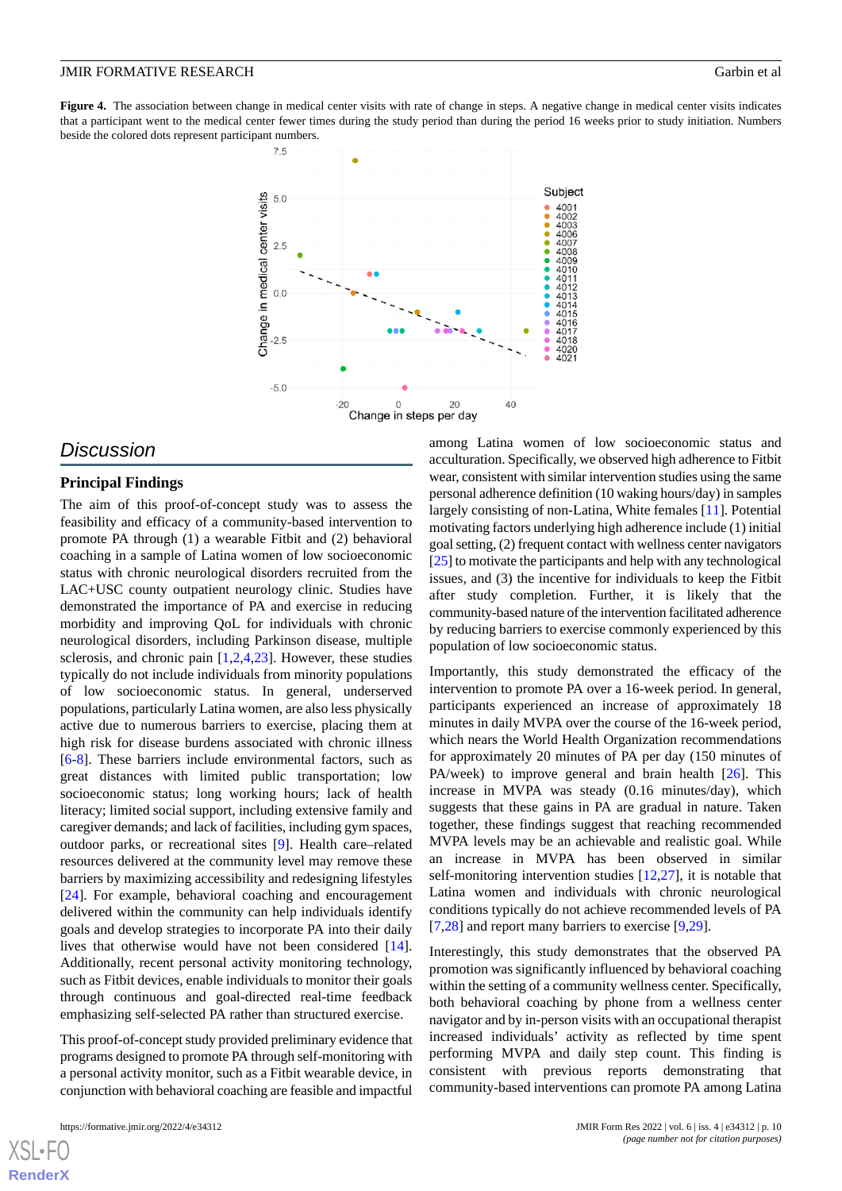**Figure 4.** The association between change in medical center visits with rate of change in steps. A negative change in medical center visits indicates that a participant went to the medical center fewer times during the study period than during the period 16 weeks prior to study initiation. Numbers beside the colored dots represent participant numbers.

## Discussion

### Principal Findings

The aim of this proof-of-concept study was to assess the feasibility and efficacy of a community-based intervention to promote PA through (1) a wearable Fitbit and (2) behavioral coaching in a sample of Latina women of low socioeconomic status with chronic neurological disorders recruited from the LAC+USC county outpatient neurology clinic. Studies have demonstrated the importance of PA and exercise in reducing morbidity and improving QoL for individuals with chronic neurological disorders, including Parkinson disease, multiple sclerosis, and chronic pain [1,2,4,23]. However, these studies typically do not include individuals from minority populations of low socioeconomic status. In general, underserved populations, particularly Latina women, are also less physically active due to numerous barriers to exercise, placing them at high risk for disease burdens associated with chronic illness [6-8]. These barriers include environmental factors, such as great distances with limited public transportation; low socioeconomic status; long working hours; lack of health literacy; limited social support, including extensive family and caregiver demands; and lack of facilities, including gym spaces, outdoor parks, or recreational sites [9]. Health care–related resources delivered at the community level may remove these barriers by maximizing accessibility and redesigning lifestyles [24]. For example, behavioral coaching and encouragement delivered within the community can help individuals identify goals and develop strategies to incorporate PA into their daily lives that otherwise would have not been considered [14]. Additionally, recent personal activity monitoring technology, such as Fitbit devices, enable individuals to monitor their goals through continuous and goal-directed real-time feedback emphasizing self-selected PA rather than structured exercise.

This proof-of-concept study provided preliminary evidence that programs designed to promote PA through self-monitoring with a personal activity monitor, such as a Fitbit wearable device, in conjunction with behavioral coaching are feasible and impactful among Latina women of low socioeconomic status and acculturation. Specifically, we observed high adherence to Fitbit wear, consistent with similar intervention studies using the same personal adherence definition (10 waking hours/day) in samples largely consisting of non-Latina, White females [11]. Potential motivating factors underlying high adherence include (1) initial goal setting, (2) frequent contact with wellness center navigators [25] to motivate the participants and help with any technological issues, and (3) the incentive for individuals to keep the Fitbit after study completion. Further, it is likely that the community-based nature of the intervention facilitated adherence by reducing barriers to exercise commonly experienced by this population of low socioeconomic status.

Importantly, this study demonstrated the efficacy of the intervention to promote PA over a 16-week period. In general, participants experienced an increase of approximately 18 minutes in daily MVPA over the course of the 16-week period, which nears the World Health Organization recommendations for approximately 20 minutes of PA per day (150 minutes of PA/week) to improve general and brain health [26]. This increase in MVPA was steady (0.16 minutes/day), which suggests that these gains in PA are gradual in nature. Taken together, these findings suggest that reaching recommended MVPA levels may be an achievable and realistic goal. While an increase in MVPA has been observed in similar self-monitoring intervention studies [12,27], it is notable that Latina women and individuals with chronic neurological conditions typically do not achieve recommended levels of PA [7,28] and report many barriers to exercise [9,29].

Interestingly, this study demonstrates that the observed PA promotion was significantly influenced by behavioral coaching within the setting of a community wellness center. Specifically, both behavioral coaching by phone from a wellness center navigator and by in-person visits with an occupational therapist increased individuals' activity as reflected by time spent performing MVPA and daily step count. This finding is consistent with previous reports demonstrating that community-based interventions can promote PA among Latina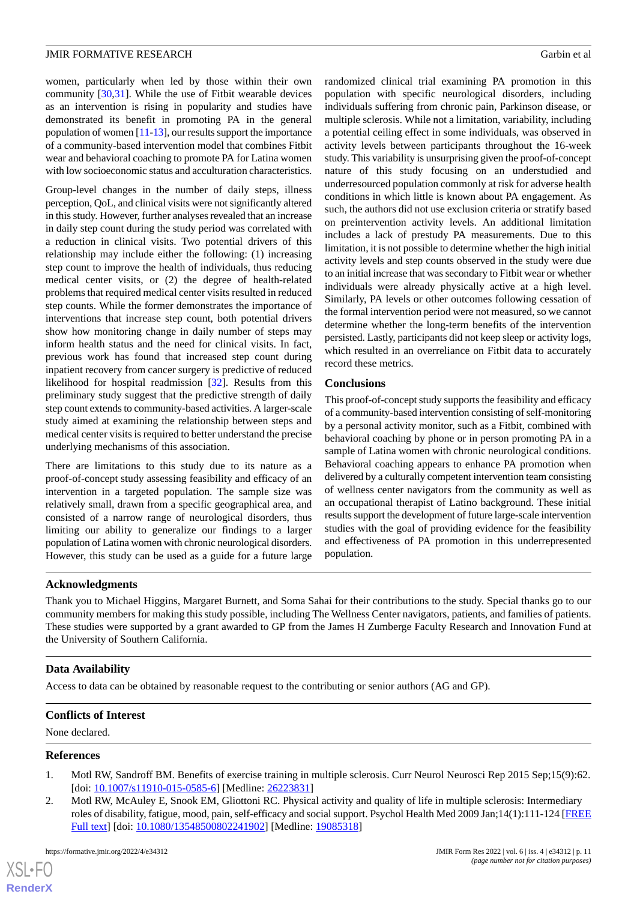women, particularly when led by those within their own community [30,31]. While the use of Fitbit wearable devices as an intervention is rising in popularity and studies have demonstrated its benefit in promoting PA in the general population of women [11-13], our results support the importance of a community-based intervention model that combines Fitbit wear and behavioral coaching to promote PA for Latina women with low socioeconomic status and acculturation characteristics.

Group-level changes in the number of daily steps, illness perception, QoL, and clinical visits were not significantly altered in this study. However, further analyses revealed that an increase in daily step count during the study period was correlated with a reduction in clinical visits. Two potential drivers of this relationship may include either the following: (1) increasing step count to improve the health of individuals, thus reducing medical center visits, or (2) the degree of health-related problems that required medical center visits resulted in reduced step counts. While the former demonstrates the importance of interventions that increase step count, both potential drivers show how monitoring change in daily number of steps may inform health status and the need for clinical visits. In fact, previous work has found that increased step count during inpatient recovery from cancer surgery is predictive of reduced likelihood for hospital readmission [32]. Results from this preliminary study suggest that the predictive strength of daily step count extends to community-based activities. A larger-scale study aimed at examining the relationship between steps and medical center visits is required to better understand the precise underlying mechanisms of this association.

There are limitations to this study due to its nature as a proof-of-concept study assessing feasibility and efficacy of an intervention in a targeted population. The sample size was relatively small, drawn from a specific geographical area, and consisted of a narrow range of neurological disorders, thus limiting our ability to generalize our findings to a larger population of Latina women with chronic neurological disorders. However, this study can be used as a guide for a future large randomized clinical trial examining PA promotion in this population with specific neurological disorders, including individuals suffering from chronic pain, Parkinson disease, or multiple sclerosis. While not a limitation, variability, including a potential ceiling effect in some individuals, was observed in activity levels between participants throughout the 16-week study. This variability is unsurprising given the proof-of-concept nature of this study focusing on an understudied and underresourced population commonly at risk for adverse health conditions in which little is known about PA engagement. As such, the authors did not use exclusion criteria or stratify based on preintervention activity levels. An additional limitation includes a lack of prestudy PA measurements. Due to this limitation, it is not possible to determine whether the high initial activity levels and step counts observed in the study were due to an initial increase that was secondary to Fitbit wear or whether individuals were already physically active at a high level. Similarly, PA levels or other outcomes following cessation of the formal intervention period were not measured, so we cannot determine whether the long-term benefits of the intervention persisted. Lastly, participants did not keep sleep or activity logs, which resulted in an overreliance on Fitbit data to accurately record these metrics.

## Conclusions

This proof-of-concept study supports the feasibility and efficacy of a community-based intervention consisting of self-monitoring by a personal activity monitor, such as a Fitbit, combined with behavioral coaching by phone or in person promoting PA in a sample of Latina women with chronic neurological conditions. Behavioral coaching appears to enhance PA promotion when delivered by a culturally competent intervention team consisting of wellness center navigators from the community as well as an occupational therapist of Latino background. These initial results support the development of future large-scale intervention studies with the goal of providing evidence for the feasibility and effectiveness of PA promotion in this underrepresented population.

## Acknowledgments

Thank you to Michael Higgins, Margaret Burnett, and Soma Sahai for their contributions to the study. Special thanks go to our community members for making this study possible, including The Wellness Center navigators, patients, and families of patients. These studies were supported by a grant awarded to GP from the James H Zumberge Faculty Research and Innovation Fund at the University of Southern California.

## Data Availability

Access to data can be obtained by reasonable request to the contributing or senior authors (AG and GP).

## Conflicts of Interest

None declared.

## References

1. Motl RW, Sandroff BM. Benefits of exercise training in multiple sclerosis. Curr Neurol Neurosci Rep 2015 Sep;15(9):62. [doi: 10.1007/s11910-015-0585-6] [Medline: 26223831]
2. Motl RW, McAuley E, Snook EM, Gliottoni RC. Physical activity and quality of life in multiple sclerosis: Intermediary roles of disability, fatigue, mood, pain, self-efficacy and social support. Psychol Health Med 2009 Jan;14(1):111-124 [FREE Full text] [doi: 10.1080/13548500802241902] [Medline: 19085318]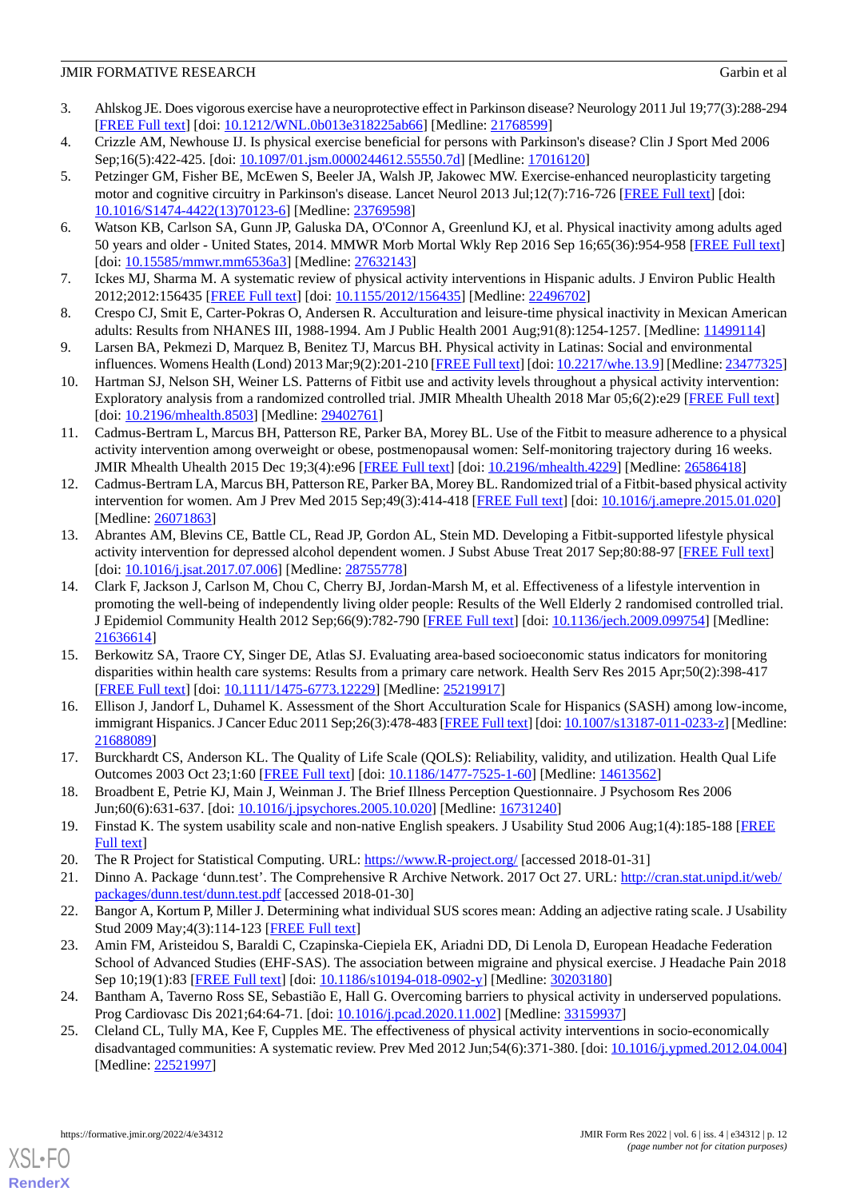3. Ahlskog JE. Does vigorous exercise have a neuroprotective effect in Parkinson disease? Neurology 2011 Jul 19;77(3):288-294 [FREE Full text] [doi: 10.1212/WNL.0b013e318225ab66] [Medline: 21768599]
4. Crizzle AM, Newhouse IJ. Is physical exercise beneficial for persons with Parkinson's disease? Clin J Sport Med 2006 Sep;16(5):422-425. [doi: 10.1097/01.jsm.0000244612.55550.7d] [Medline: 17016120]
5. Petzinger GM, Fisher BE, McEwen S, Beeler JA, Walsh JP, Jakowec MW. Exercise-enhanced neuroplasticity targeting motor and cognitive circuitry in Parkinson's disease. Lancet Neurol 2013 Jul;12(7):716-726 [FREE Full text] [doi: 10.1016/S1474-4422(13)70123-6] [Medline: 23769598]
6. Watson KB, Carlson SA, Gunn JP, Galuska DA, O'Connor A, Greenlund KJ, et al. Physical inactivity among adults aged 50 years and older - United States, 2014. MMWR Morb Mortal Wkly Rep 2016 Sep 16;65(36):954-958 [FREE Full text] [doi: 10.15585/mmwr.mm6536a3] [Medline: 27632143]
7. Ickes MJ, Sharma M. A systematic review of physical activity interventions in Hispanic adults. J Environ Public Health 2012;2012:156435 [FREE Full text] [doi: 10.1155/2012/156435] [Medline: 22496702]
8. Crespo CJ, Smit E, Carter-Pokras O, Andersen R. Acculturation and leisure-time physical inactivity in Mexican American adults: Results from NHANES III, 1988-1994. Am J Public Health 2001 Aug;91(8):1254-1257. [Medline: 11499114]
9. Larsen BA, Pekmezi D, Marquez B, Benitez TJ, Marcus BH. Physical activity in Latinas: Social and environmental influences. Womens Health (Lond) 2013 Mar;9(2):201-210 [FREE Full text] [doi: 10.2217/whe.13.9] [Medline: 23477325]
10. Hartman SJ, Nelson SH, Weiner LS. Patterns of Fitbit use and activity levels throughout a physical activity intervention: Exploratory analysis from a randomized controlled trial. JMIR Mhealth Uhealth 2018 Mar 05;6(2):e29 [FREE Full text] [doi: 10.2196/mhealth.8503] [Medline: 29402761]
11. Cadmus-Bertram L, Marcus BH, Patterson RE, Parker BA, Morey BL. Use of the Fitbit to measure adherence to a physical activity intervention among overweight or obese, postmenopausal women: Self-monitoring trajectory during 16 weeks. JMIR Mhealth Uhealth 2015 Dec 19;3(4):e96 [FREE Full text] [doi: 10.2196/mhealth.4229] [Medline: 26586418]
12. Cadmus-Bertram LA, Marcus BH, Patterson RE, Parker BA, Morey BL. Randomized trial of a Fitbit-based physical activity intervention for women. Am J Prev Med 2015 Sep;49(3):414-418 [FREE Full text] [doi: 10.1016/j.amepre.2015.01.020] [Medline: 26071863]
13. Abrantes AM, Blevins CE, Battle CL, Read JP, Gordon AL, Stein MD. Developing a Fitbit-supported lifestyle physical activity intervention for depressed alcohol dependent women. J Subst Abuse Treat 2017 Sep;80:88-97 [FREE Full text] [doi: 10.1016/j.jsat.2017.07.006] [Medline: 28755778]
14. Clark F, Jackson J, Carlson M, Chou C, Cherry BJ, Jordan-Marsh M, et al. Effectiveness of a lifestyle intervention in promoting the well-being of independently living older people: Results of the Well Elderly 2 randomised controlled trial. J Epidemiol Community Health 2012 Sep;66(9):782-790 [FREE Full text] [doi: 10.1136/jech.2009.099754] [Medline: 21636614]
15. Berkowitz SA, Traore CY, Singer DE, Atlas SJ. Evaluating area-based socioeconomic status indicators for monitoring disparities within health care systems: Results from a primary care network. Health Serv Res 2015 Apr;50(2):398-417 [FREE Full text] [doi: 10.1111/1475-6773.12229] [Medline: 25219917]
16. Ellison J, Jandorf L, Duhamel K. Assessment of the Short Acculturation Scale for Hispanics (SASH) among low-income, immigrant Hispanics. J Cancer Educ 2011 Sep;26(3):478-483 [FREE Full text] [doi: 10.1007/s13187-011-0233-z] [Medline: 21688089]
17. Burckhardt CS, Anderson KL. The Quality of Life Scale (QOLS): Reliability, validity, and utilization. Health Qual Life Outcomes 2003 Oct 23;1:60 [FREE Full text] [doi: 10.1186/1477-7525-1-60] [Medline: 14613562]
18. Broadbent E, Petrie KJ, Main J, Weinman J. The Brief Illness Perception Questionnaire. J Psychosom Res 2006 Jun;60(6):631-637. [doi: 10.1016/j.jpsychores.2005.10.020] [Medline: 16731240]
19. Finstad K. The system usability scale and non-native English speakers. J Usability Stud 2006 Aug;1(4):185-188 [FREE Full text]
20. The R Project for Statistical Computing. URL: https://www.R-project.org/ [accessed 2018-01-31]
21. Dinno A. Package 'dunn.test'. The Comprehensive R Archive Network. 2017 Oct 27. URL: http://cran.stat.unipd.it/web/packages/dunn.test/dunn.test.pdf [accessed 2018-01-30]
22. Bangor A, Kortum P, Miller J. Determining what individual SUS scores mean: Adding an adjective rating scale. J Usability Stud 2009 May;4(3):114-123 [FREE Full text]
23. Amin FM, Aristeidou S, Baraldi C, Czapinska-Ciepiela EK, Ariadni DD, Di Lenola D, European Headache Federation School of Advanced Studies (EHF-SAS). The association between migraine and physical exercise. J Headache Pain 2018 Sep 10;19(1):83 [FREE Full text] [doi: 10.1186/s10194-018-0902-y] [Medline: 30203180]
24. Bantham A, Taverno Ross SE, Sebastião E, Hall G. Overcoming barriers to physical activity in underserved populations. Prog Cardiovasc Dis 2021;64:64-71. [doi: 10.1016/j.pcad.2020.11.002] [Medline: 33159937]
25. Cleland CL, Tully MA, Kee F, Cupples ME. The effectiveness of physical activity interventions in socio-economically disadvantaged communities: A systematic review. Prev Med 2012 Jun;54(6):371-380. [doi: 10.1016/j.ypmed.2012.04.004] [Medline: 22521997]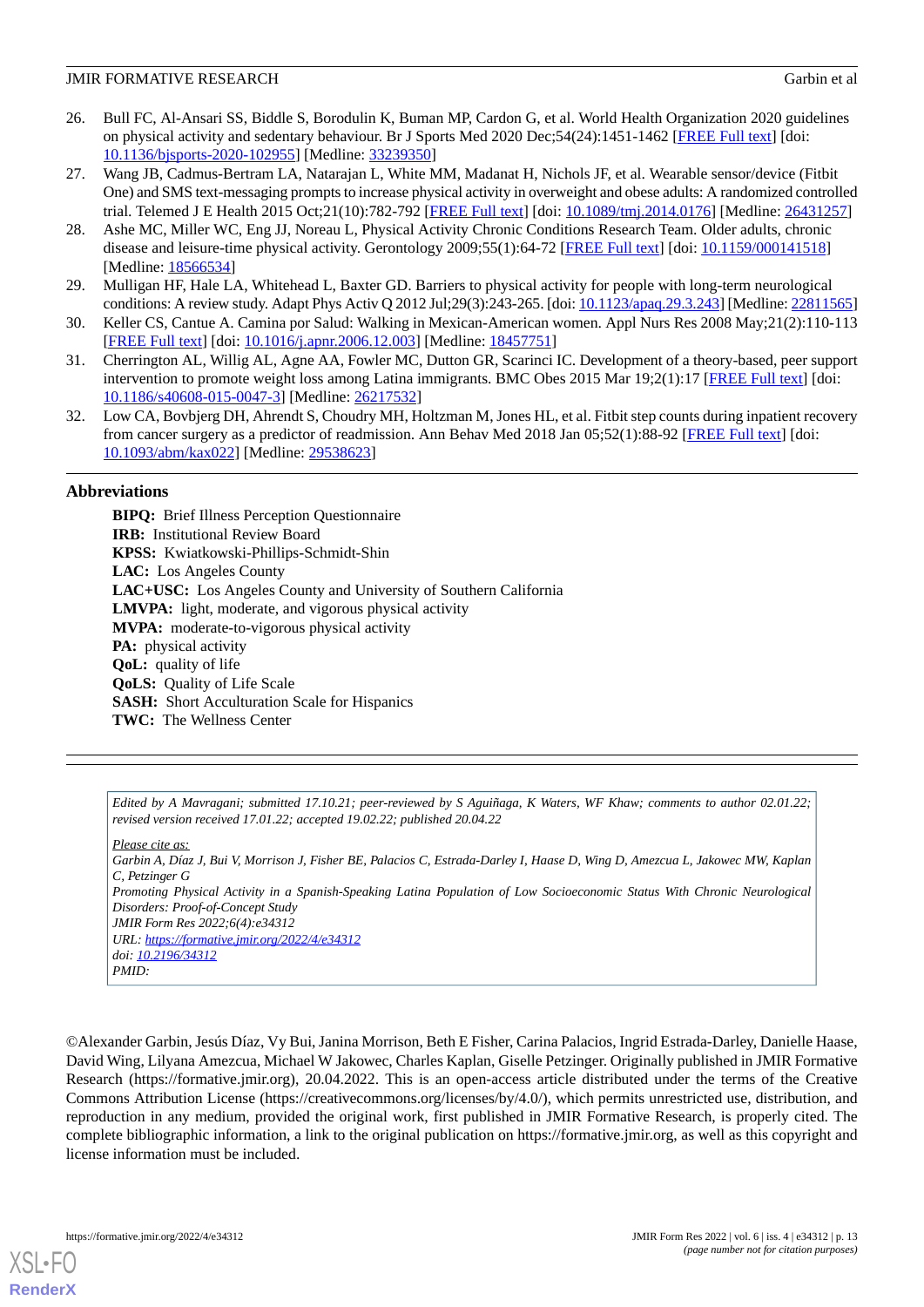26. Bull FC, Al-Ansari SS, Biddle S, Borodulin K, Buman MP, Cardon G, et al. World Health Organization 2020 guidelines on physical activity and sedentary behaviour. Br J Sports Med 2020 Dec;54(24):1451-1462 [FREE Full text] [doi: 10.1136/bjsports-2020-102955] [Medline: 33239350]
27. Wang JB, Cadmus-Bertram LA, Natarajan L, White MM, Madanat H, Nichols JF, et al. Wearable sensor/device (Fitbit One) and SMS text-messaging prompts to increase physical activity in overweight and obese adults: A randomized controlled trial. Telemed J E Health 2015 Oct;21(10):782-792 [FREE Full text] [doi: 10.1089/tmj.2014.0176] [Medline: 26431257]
28. Ashe MC, Miller WC, Eng JJ, Noreau L, Physical Activity Chronic Conditions Research Team. Older adults, chronic disease and leisure-time physical activity. Gerontology 2009;55(1):64-72 [FREE Full text] [doi: 10.1159/000141518] [Medline: 18566534]
29. Mulligan HF, Hale LA, Whitehead L, Baxter GD. Barriers to physical activity for people with long-term neurological conditions: A review study. Adapt Phys Activ Q 2012 Jul;29(3):243-265. [doi: 10.1123/apaq.29.3.243] [Medline: 22811565]
30. Keller CS, Cantue A. Camina por Salud: Walking in Mexican-American women. Appl Nurs Res 2008 May;21(2):110-113 [FREE Full text] [doi: 10.1016/j.apnr.2006.12.003] [Medline: 18457751]
31. Cherrington AL, Willig AL, Agne AA, Fowler MC, Dutton GR, Scarinci IC. Development of a theory-based, peer support intervention to promote weight loss among Latina immigrants. BMC Obes 2015 Mar 19;2(1):17 [FREE Full text] [doi: 10.1186/s40608-015-0047-3] [Medline: 26217532]
32. Low CA, Bovbjerg DH, Ahrendt S, Choudry MH, Holtzman M, Jones HL, et al. Fitbit step counts during inpatient recovery from cancer surgery as a predictor of readmission. Ann Behav Med 2018 Jan 05;52(1):88-92 [FREE Full text] [doi: 10.1093/abm/kax022] [Medline: 29538623]

## Abbreviations

**BIPQ:** Brief Illness Perception Questionnaire
**IRB:** Institutional Review Board
**KPSS:** Kwiatkowski-Phillips-Schmidt-Shin
**LAC:** Los Angeles County
**LAC+USC:** Los Angeles County and University of Southern California
**LMVPA:** light, moderate, and vigorous physical activity
**MVPA:** moderate-to-vigorous physical activity
**PA:** physical activity
**QoL:** quality of life
**QoLS:** Quality of Life Scale
**SASH:** Short Acculturation Scale for Hispanics
**TWC:** The Wellness Center

*Edited by A Mavragani; submitted 17.10.21; peer-reviewed by S Aguiñaga, K Waters, WF Khaw; comments to author 02.01.22; revised version received 17.01.22; accepted 19.02.22; published 20.04.22*

*Please cite as:*
*Garbin A, Díaz J, Bui V, Morrison J, Fisher BE, Palacios C, Estrada-Darley I, Haase D, Wing D, Amezcua L, Jakowec MW, Kaplan C, Petzinger G*
*Promoting Physical Activity in a Spanish-Speaking Latina Population of Low Socioeconomic Status With Chronic Neurological Disorders: Proof-of-Concept Study*
*JMIR Form Res 2022;6(4):e34312*
*URL: https://formative.jmir.org/2022/4/e34312*
*doi: 10.2196/34312*
*PMID:*

©Alexander Garbin, Jesús Díaz, Vy Bui, Janina Morrison, Beth E Fisher, Carina Palacios, Ingrid Estrada-Darley, Danielle Haase, David Wing, Lilyana Amezcua, Michael W Jakowec, Charles Kaplan, Giselle Petzinger. Originally published in JMIR Formative Research (https://formative.jmir.org), 20.04.2022. This is an open-access article distributed under the terms of the Creative Commons Attribution License (https://creativecommons.org/licenses/by/4.0/), which permits unrestricted use, distribution, and reproduction in any medium, provided the original work, first published in JMIR Formative Research, is properly cited. The complete bibliographic information, a link to the original publication on https://formative.jmir.org, as well as this copyright and license information must be included.